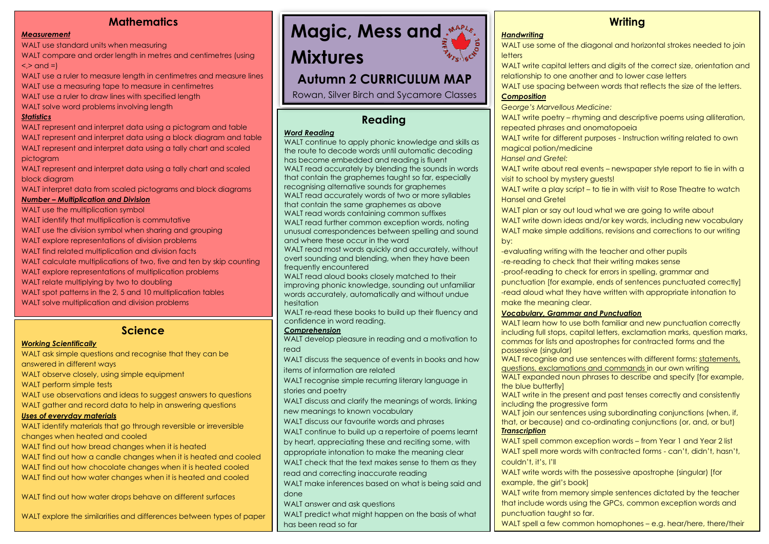# Magic, Mess and Mixtures

## Autumn 2 CURRICULUM MAP

Rowan, Silver Birch and Sycamore Classes

## Mathematics

***Measurement***

WALT use standard units when measuring

WALT compare and order length in metres and centimetres (using <,> and =)

WALT use a ruler to measure length in centimetres and measure lines

WALT use a measuring tape to measure in centimetres

WALT use a ruler to draw lines with specified length

WALT solve word problems involving length

***Statistics***

WALT represent and interpret data using a pictogram and table

WALT represent and interpret data using a block diagram and table

WALT represent and interpret data using a tally chart and scaled pictogram

WALT represent and interpret data using a tally chart and scaled block diagram

WALT interpret data from scaled pictograms and block diagrams

***Number – Multiplication and Division***

WALT use the multiplication symbol

WALT identify that multiplication is commutative

WALT use the division symbol when sharing and grouping

WALT explore representations of division problems

WALT find related multiplication and division facts

WALT calculate multiplications of two, five and ten by skip counting

WALT explore representations of multiplication problems

WALT relate multiplying by two to doubling

WALT spot patterns in the 2, 5 and 10 multiplication tables

WALT solve multiplication and division problems

## Science

***Working Scientifically***

WALT ask simple questions and recognise that they can be answered in different ways

WALT observe closely, using simple equipment

WALT perform simple tests

WALT use observations and ideas to suggest answers to questions

WALT gather and record data to help in answering questions

***Uses of everyday materials***

WALT identify materials that go through reversible or irreversible changes when heated and cooled

WALT find out how bread changes when it is heated

WALT find out how a candle changes when it is heated and cooled

WALT find out how chocolate changes when it is heated cooled

WALT find out how water changes when it is heated and cooled

WALT find out how water drops behave on different surfaces

WALT explore the similarities and differences between types of paper

## Reading

***Word Reading***

WALT continue to apply phonic knowledge and skills as the route to decode words until automatic decoding has become embedded and reading is fluent

WALT read accurately by blending the sounds in words that contain the graphemes taught so far, especially recognising alternative sounds for graphemes

WALT read accurately words of two or more syllables that contain the same graphemes as above

WALT read words containing common suffixes

WALT read further common exception words, noting unusual correspondences between spelling and sound and where these occur in the word

WALT read most words quickly and accurately, without overt sounding and blending, when they have been frequently encountered

WALT read aloud books closely matched to their improving phonic knowledge, sounding out unfamiliar words accurately, automatically and without undue hesitation

WALT re-read these books to build up their fluency and confidence in word reading.

***Comprehension***

WALT develop pleasure in reading and a motivation to read

WALT discuss the sequence of events in books and how items of information are related

WALT recognise simple recurring literary language in stories and poetry

WALT discuss and clarify the meanings of words, linking new meanings to known vocabulary

WALT discuss our favourite words and phrases

WALT continue to build up a repertoire of poems learnt by heart, appreciating these and reciting some, with appropriate intonation to make the meaning clear

WALT check that the text makes sense to them as they read and correcting inaccurate reading

WALT make inferences based on what is being said and done

WALT answer and ask questions

WALT predict what might happen on the basis of what has been read so far

## Writing

***Handwriting***

WALT use some of the diagonal and horizontal strokes needed to join letters

WALT write capital letters and digits of the correct size, orientation and relationship to one another and to lower case letters

WALT use spacing between words that reflects the size of the letters.

***Composition***

*George's Marvellous Medicine:*

WALT write poetry – rhyming and descriptive poems using alliteration, repeated phrases and onomatopoeia

WALT write for different purposes - Instruction writing related to own magical potion/medicine

*Hansel and Gretel:*

WALT write about real events – newspaper style report to tie in with a visit to school by mystery guests!

WALT write a play script – to tie in with visit to Rose Theatre to watch Hansel and Gretel

WALT plan or say out loud what we are going to write about

WALT write down ideas and/or key words, including new vocabulary

WALT make simple additions, revisions and corrections to our writing by:

-evaluating writing with the teacher and other pupils

-re-reading to check that their writing makes sense

-proof-reading to check for errors in spelling, grammar and punctuation [for example, ends of sentences punctuated correctly]

-read aloud what they have written with appropriate intonation to make the meaning clear.

***Vocabulary, Grammar and Punctuation***

WALT learn how to use both familiar and new punctuation correctly including full stops, capital letters, exclamation marks, question marks, commas for lists and apostrophes for contracted forms and the possessive (singular)

WALT recognise and use sentences with different forms: statements, questions, exclamations and commands in our own writing

WALT expanded noun phrases to describe and specify [for example, the blue butterfly]

WALT write in the present and past tenses correctly and consistently including the progressive form

WALT join our sentences using subordinating conjunctions (when, if, that, or because) and co-ordinating conjunctions (or, and, or but)

***Transcription***

WALT spell common exception words – from Year 1 and Year 2 list

WALT spell more words with contracted forms - can't, didn't, hasn't, couldn't, it's, I'll

WALT write words with the possessive apostrophe (singular) [for example, the girl's book]

WALT write from memory simple sentences dictated by the teacher that include words using the GPCs, common exception words and punctuation taught so far.

WALT spell a few common homophones – e.g. hear/here, there/their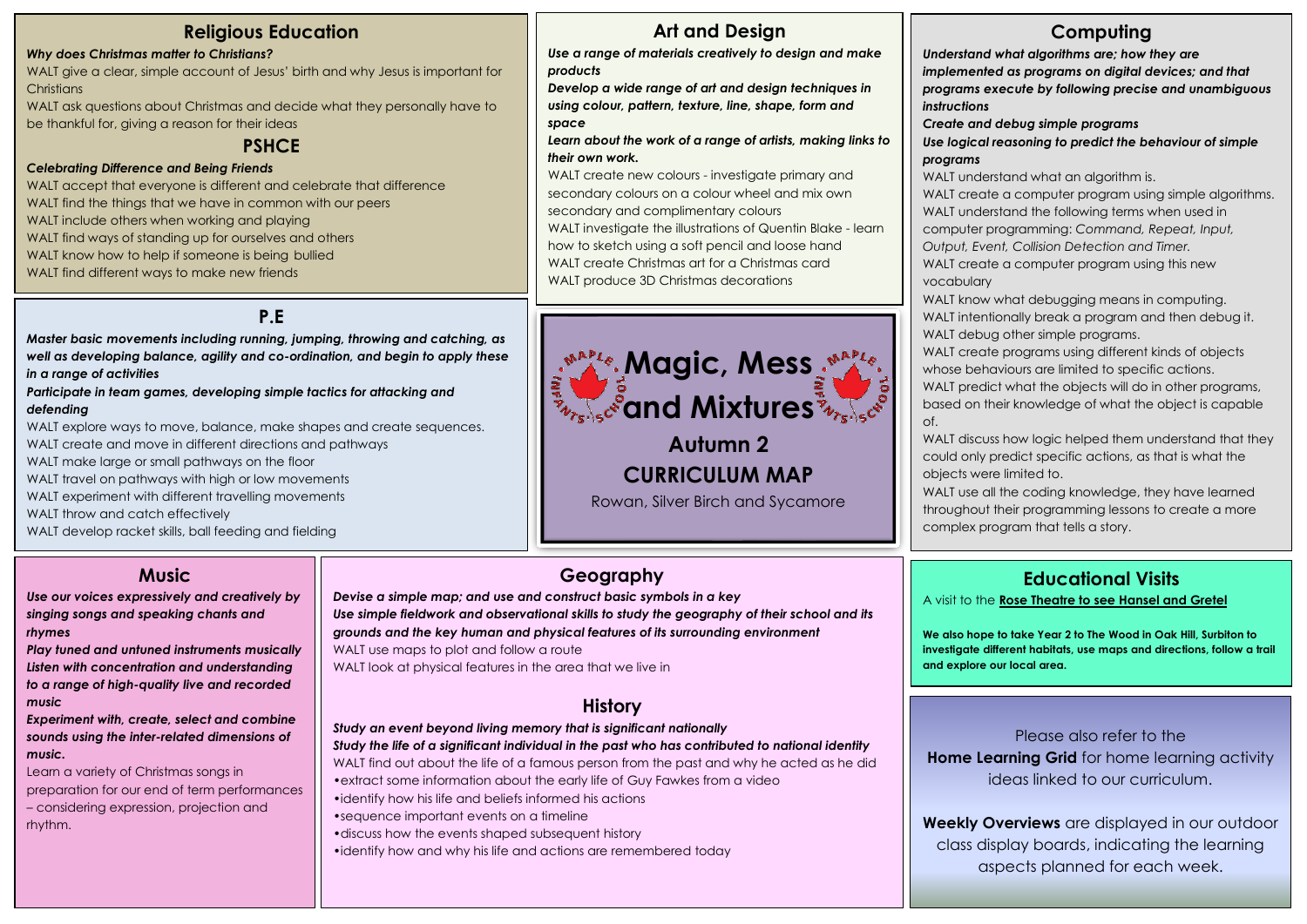# Magic, Mess and Mixtures

## Autumn 2

## CURRICULUM MAP

Rowan, Silver Birch and Sycamore

## Religious Education

***Why does Christmas matter to Christians?***

WALT give a clear, simple account of Jesus' birth and why Jesus is important for Christians

WALT ask questions about Christmas and decide what they personally have to be thankful for, giving a reason for their ideas

## PSHCE

***Celebrating Difference and Being Friends***

WALT accept that everyone is different and celebrate that difference

WALT find the things that we have in common with our peers

WALT include others when working and playing

WALT find ways of standing up for ourselves and others

WALT know how to help if someone is being bullied

WALT find different ways to make new friends

## P.E

***Master basic movements including running, jumping, throwing and catching, as well as developing balance, agility and co-ordination, and begin to apply these in a range of activities***

***Participate in team games, developing simple tactics for attacking and defending***

WALT explore ways to move, balance, make shapes and create sequences.

WALT create and move in different directions and pathways

WALT make large or small pathways on the floor

WALT travel on pathways with high or low movements

WALT experiment with different travelling movements

WALT throw and catch effectively

WALT develop racket skills, ball feeding and fielding

## Art and Design

***Use a range of materials creatively to design and make products***

***Develop a wide range of art and design techniques in using colour, pattern, texture, line, shape, form and space***

***Learn about the work of a range of artists, making links to their own work.***

WALT create new colours - investigate primary and secondary colours on a colour wheel and mix own secondary and complimentary colours

WALT investigate the illustrations of Quentin Blake - learn how to sketch using a soft pencil and loose hand

WALT create Christmas art for a Christmas card

WALT produce 3D Christmas decorations

## Computing

***Understand what algorithms are; how they are implemented as programs on digital devices; and that programs execute by following precise and unambiguous instructions***

***Create and debug simple programs***

***Use logical reasoning to predict the behaviour of simple programs***

WALT understand what an algorithm is.

WALT create a computer program using simple algorithms.

WALT understand the following terms when used in computer programming: *Command, Repeat, Input, Output, Event, Collision Detection and Timer.*

WALT create a computer program using this new vocabulary

WALT know what debugging means in computing.

WALT intentionally break a program and then debug it.

WALT debug other simple programs.

WALT create programs using different kinds of objects whose behaviours are limited to specific actions.

WALT predict what the objects will do in other programs, based on their knowledge of what the object is capable of.

WALT discuss how logic helped them understand that they could only predict specific actions, as that is what the objects were limited to.

WALT use all the coding knowledge, they have learned throughout their programming lessons to create a more complex program that tells a story.

## Music

***Use our voices expressively and creatively by singing songs and speaking chants and rhymes***

***Play tuned and untuned instruments musically***

***Listen with concentration and understanding to a range of high-quality live and recorded music***

***Experiment with, create, select and combine sounds using the inter-related dimensions of music.***

Learn a variety of Christmas songs in preparation for our end of term performances – considering expression, projection and rhythm.

## Geography

***Devise a simple map; and use and construct basic symbols in a key***

***Use simple fieldwork and observational skills to study the geography of their school and its grounds and the key human and physical features of its surrounding environment***

WALT use maps to plot and follow a route

WALT look at physical features in the area that we live in

## History

***Study an event beyond living memory that is significant nationally***

***Study the life of a significant individual in the past who has contributed to national identity***

WALT find out about the life of a famous person from the past and why he acted as he did

- extract some information about the early life of Guy Fawkes from a video
- identify how his life and beliefs informed his actions
- sequence important events on a timeline
- discuss how the events shaped subsequent history
- identify how and why his life and actions are remembered today

## Educational Visits

A visit to the **Rose Theatre to see Hansel and Gretel**

**We also hope to take Year 2 to The Wood in Oak Hill, Surbiton to investigate different habitats, use maps and directions, follow a trail and explore our local area.**

Please also refer to the **Home Learning Grid** for home learning activity ideas linked to our curriculum.

**Weekly Overviews** are displayed in our outdoor class display boards, indicating the learning aspects planned for each week.